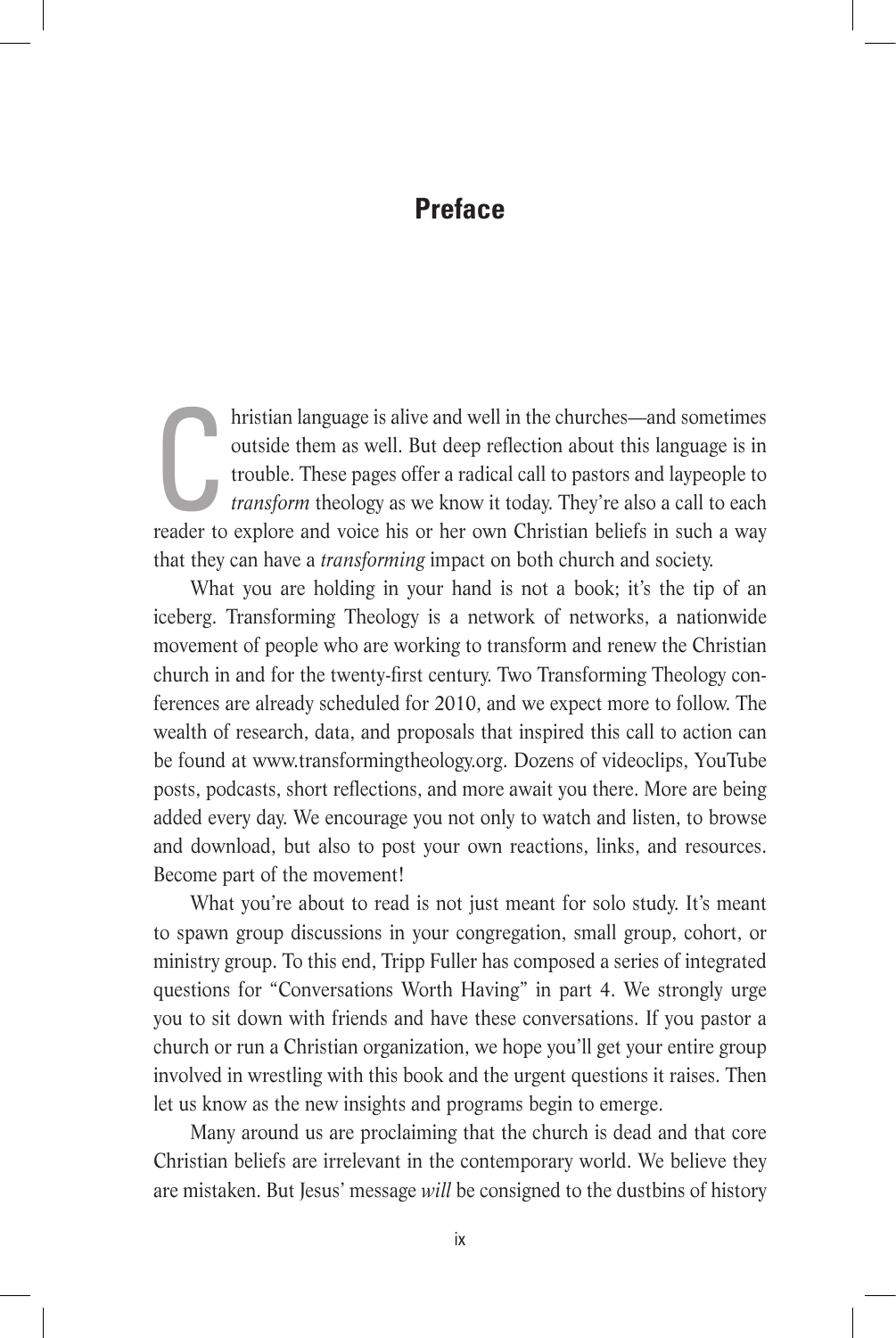# Preface

Christian language is alive and well in the churches—and sometimes outside them as well. But deep reflection about this language is in trouble. These pages offer a radical call to pastors and laypeople to *transform* theology as we know it today. They're also a call to each reader to explore and voice his or her own Christian beliefs in such a way that they can have a *transforming* impact on both church and society.

What you are holding in your hand is not a book; it's the tip of an iceberg. Transforming Theology is a network of networks, a nationwide movement of people who are working to transform and renew the Christian church in and for the twenty-first century. Two Transforming Theology conferences are already scheduled for 2010, and we expect more to follow. The wealth of research, data, and proposals that inspired this call to action can be found at www.transformingtheology.org. Dozens of videoclips, YouTube posts, podcasts, short reflections, and more await you there. More are being added every day. We encourage you not only to watch and listen, to browse and download, but also to post your own reactions, links, and resources. Become part of the movement!

What you're about to read is not just meant for solo study. It's meant to spawn group discussions in your congregation, small group, cohort, or ministry group. To this end, Tripp Fuller has composed a series of integrated questions for "Conversations Worth Having" in part 4. We strongly urge you to sit down with friends and have these conversations. If you pastor a church or run a Christian organization, we hope you'll get your entire group involved in wrestling with this book and the urgent questions it raises. Then let us know as the new insights and programs begin to emerge.

Many around us are proclaiming that the church is dead and that core Christian beliefs are irrelevant in the contemporary world. We believe they are mistaken. But Jesus' message *will* be consigned to the dustbins of history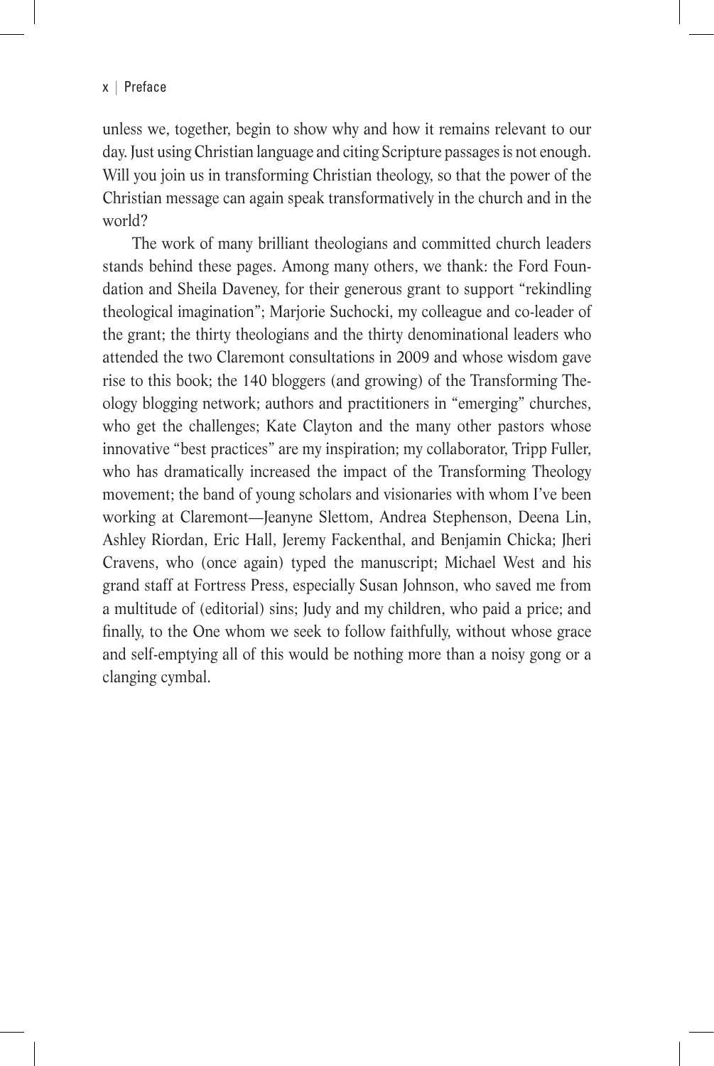unless we, together, begin to show why and how it remains relevant to our day. Just using Christian language and citing Scripture passages is not enough. Will you join us in transforming Christian theology, so that the power of the Christian message can again speak transformatively in the church and in the world?

The work of many brilliant theologians and committed church leaders stands behind these pages. Among many others, we thank: the Ford Foundation and Sheila Daveney, for their generous grant to support "rekindling theological imagination"; Marjorie Suchocki, my colleague and co-leader of the grant; the thirty theologians and the thirty denominational leaders who attended the two Claremont consultations in 2009 and whose wisdom gave rise to this book; the 140 bloggers (and growing) of the Transforming Theology blogging network; authors and practitioners in "emerging" churches, who get the challenges; Kate Clayton and the many other pastors whose innovative "best practices" are my inspiration; my collaborator, Tripp Fuller, who has dramatically increased the impact of the Transforming Theology movement; the band of young scholars and visionaries with whom I've been working at Claremont—Jeanyne Slettom, Andrea Stephenson, Deena Lin, Ashley Riordan, Eric Hall, Jeremy Fackenthal, and Benjamin Chicka; Jheri Cravens, who (once again) typed the manuscript; Michael West and his grand staff at Fortress Press, especially Susan Johnson, who saved me from a multitude of (editorial) sins; Judy and my children, who paid a price; and finally, to the One whom we seek to follow faithfully, without whose grace and self-emptying all of this would be nothing more than a noisy gong or a clanging cymbal.